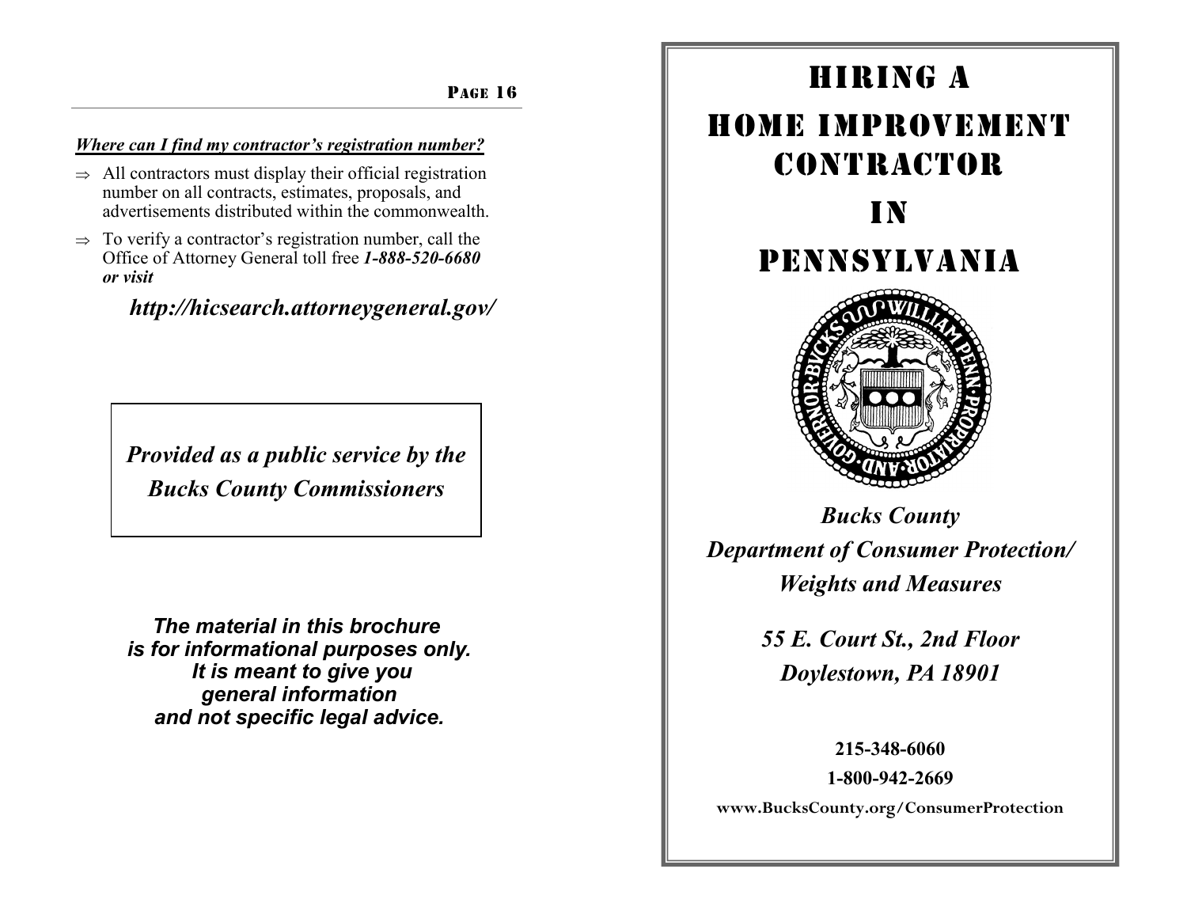### *Where can I find my contractor's registration number?*

- ⇒ All contractors must display their official registration number on all contracts, estimates, proposals, and advertisements distributed within the commonwealth.
- ⇒ To verify a contractor's registration number, call the Office of Attorney General toll free ***1-888-520-6680 or visit***

***http://hicsearch.attorneygeneral.gov/***

***Provided as a public service by the Bucks County Commissioners***

***The material in this brochure is for informational purposes only. It is meant to give you general information and not specific legal advice.***

# HIRING A HOME IMPROVEMENT CONTRACTOR IN PENNSYLVANIA

***Bucks County***
***Department of Consumer Protection/ Weights and Measures***

***55 E. Court St., 2nd Floor***
***Doylestown, PA 18901***

**215-348-6060**
**1-800-942-2669**
**www.BucksCounty.org/ConsumerProtection**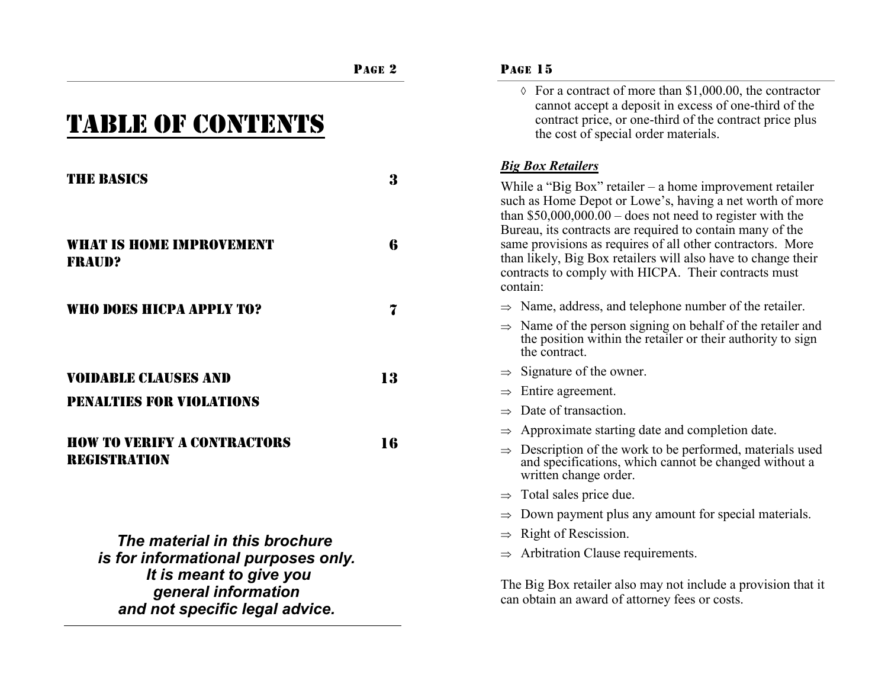# TABLE OF CONTENTS

| | |
|---|---|
| THE BASICS | 3 |
| WHAT IS HOME IMPROVEMENT FRAUD? | 6 |
| WHO DOES HICPA APPLY TO? | 7 |
| VOIDABLE CLAUSES AND PENALTIES FOR VIOLATIONS | 13 |
| HOW TO VERIFY A CONTRACTORS REGISTRATION | 16 |

***The material in this brochure is for informational purposes only. It is meant to give you general information and not specific legal advice.***

---

- ◊ For a contract of more than \$1,000.00, the contractor cannot accept a deposit in excess of one-third of the contract price, or one-third of the contract price plus the cost of special order materials.

***Big Box Retailers***

While a "Big Box" retailer – a home improvement retailer such as Home Depot or Lowe's, having a net worth of more than \$50,000,000.00 – does not need to register with the Bureau, its contracts are required to contain many of the same provisions as requires of all other contractors. More than likely, Big Box retailers will also have to change their contracts to comply with HICPA. Their contracts must contain:

- ⇒ Name, address, and telephone number of the retailer.
- ⇒ Name of the person signing on behalf of the retailer and the position within the retailer or their authority to sign the contract.
- ⇒ Signature of the owner.
- ⇒ Entire agreement.
- ⇒ Date of transaction.
- ⇒ Approximate starting date and completion date.
- ⇒ Description of the work to be performed, materials used and specifications, which cannot be changed without a written change order.
- ⇒ Total sales price due.
- ⇒ Down payment plus any amount for special materials.
- ⇒ Right of Rescission.
- ⇒ Arbitration Clause requirements.

The Big Box retailer also may not include a provision that it can obtain an award of attorney fees or costs.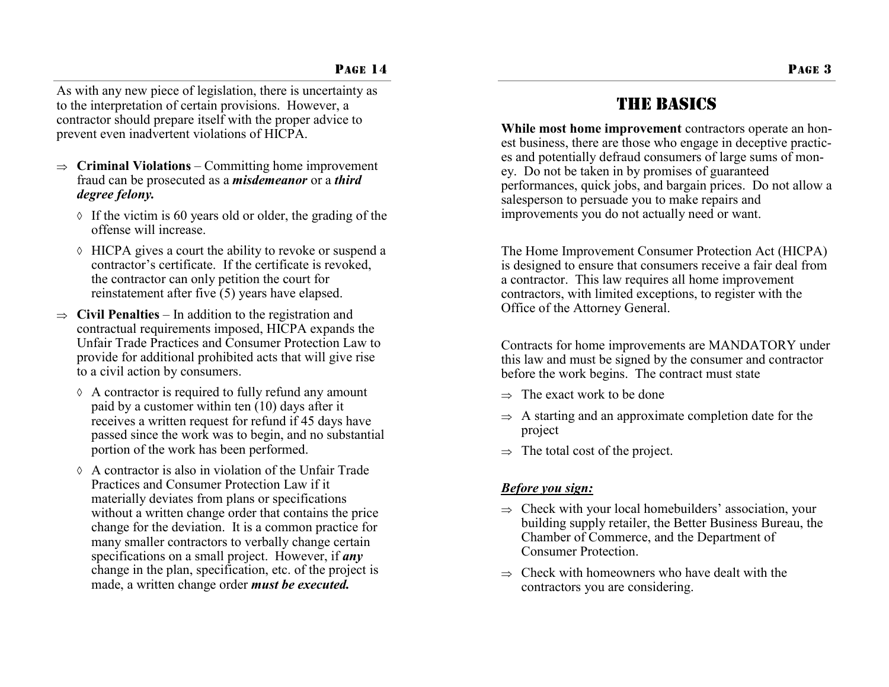As with any new piece of legislation, there is uncertainty as to the interpretation of certain provisions. However, a contractor should prepare itself with the proper advice to prevent even inadvertent violations of HICPA.

- **Criminal Violations** – Committing home improvement fraud can be prosecuted as a ***misdemeanor*** or a ***third degree felony.***
  - If the victim is 60 years old or older, the grading of the offense will increase.
  - HICPA gives a court the ability to revoke or suspend a contractor's certificate. If the certificate is revoked, the contractor can only petition the court for reinstatement after five (5) years have elapsed.
- **Civil Penalties** – In addition to the registration and contractual requirements imposed, HICPA expands the Unfair Trade Practices and Consumer Protection Law to provide for additional prohibited acts that will give rise to a civil action by consumers.
  - A contractor is required to fully refund any amount paid by a customer within ten (10) days after it receives a written request for refund if 45 days have passed since the work was to begin, and no substantial portion of the work has been performed.
  - A contractor is also in violation of the Unfair Trade Practices and Consumer Protection Law if it materially deviates from plans or specifications without a written change order that contains the price change for the deviation. It is a common practice for many smaller contractors to verbally change certain specifications on a small project. However, if ***any*** change in the plan, specification, etc. of the project is made, a written change order ***must be executed.***

# THE BASICS

**While most home improvement** contractors operate an honest business, there are those who engage in deceptive practices and potentially defraud consumers of large sums of money. Do not be taken in by promises of guaranteed performances, quick jobs, and bargain prices. Do not allow a salesperson to persuade you to make repairs and improvements you do not actually need or want.

The Home Improvement Consumer Protection Act (HICPA) is designed to ensure that consumers receive a fair deal from a contractor. This law requires all home improvement contractors, with limited exceptions, to register with the Office of the Attorney General.

Contracts for home improvements are MANDATORY under this law and must be signed by the consumer and contractor before the work begins. The contract must state

- The exact work to be done
- A starting and an approximate completion date for the project
- The total cost of the project.

***Before you sign:***

- Check with your local homebuilders' association, your building supply retailer, the Better Business Bureau, the Chamber of Commerce, and the Department of Consumer Protection.
- Check with homeowners who have dealt with the contractors you are considering.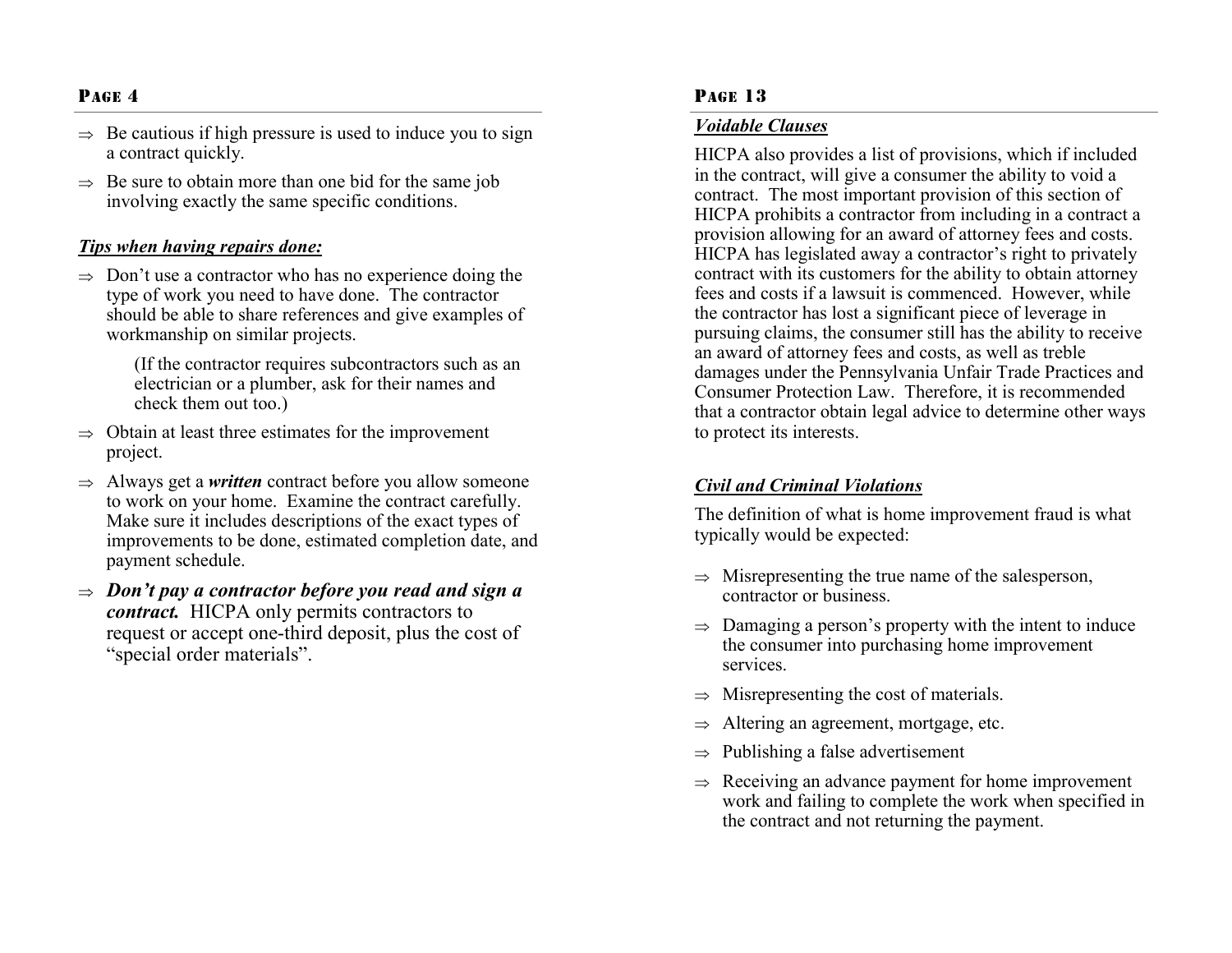- ⇒ Be cautious if high pressure is used to induce you to sign a contract quickly.
- ⇒ Be sure to obtain more than one bid for the same job involving exactly the same specific conditions.

***Tips when having repairs done:***

- ⇒ Don't use a contractor who has no experience doing the type of work you need to have done. The contractor should be able to share references and give examples of workmanship on similar projects.

  (If the contractor requires subcontractors such as an electrician or a plumber, ask for their names and check them out too.)

- ⇒ Obtain at least three estimates for the improvement project.
- ⇒ Always get a ***written*** contract before you allow someone to work on your home. Examine the contract carefully. Make sure it includes descriptions of the exact types of improvements to be done, estimated completion date, and payment schedule.
- ⇒ ***Don't pay a contractor before you read and sign a contract.*** HICPA only permits contractors to request or accept one-third deposit, plus the cost of "special order materials".

***Voidable Clauses***

HICPA also provides a list of provisions, which if included in the contract, will give a consumer the ability to void a contract. The most important provision of this section of HICPA prohibits a contractor from including in a contract a provision allowing for an award of attorney fees and costs. HICPA has legislated away a contractor's right to privately contract with its customers for the ability to obtain attorney fees and costs if a lawsuit is commenced. However, while the contractor has lost a significant piece of leverage in pursuing claims, the consumer still has the ability to receive an award of attorney fees and costs, as well as treble damages under the Pennsylvania Unfair Trade Practices and Consumer Protection Law. Therefore, it is recommended that a contractor obtain legal advice to determine other ways to protect its interests.

***Civil and Criminal Violations***

The definition of what is home improvement fraud is what typically would be expected:

- ⇒ Misrepresenting the true name of the salesperson, contractor or business.
- ⇒ Damaging a person's property with the intent to induce the consumer into purchasing home improvement services.
- ⇒ Misrepresenting the cost of materials.
- ⇒ Altering an agreement, mortgage, etc.
- ⇒ Publishing a false advertisement
- ⇒ Receiving an advance payment for home improvement work and failing to complete the work when specified in the contract and not returning the payment.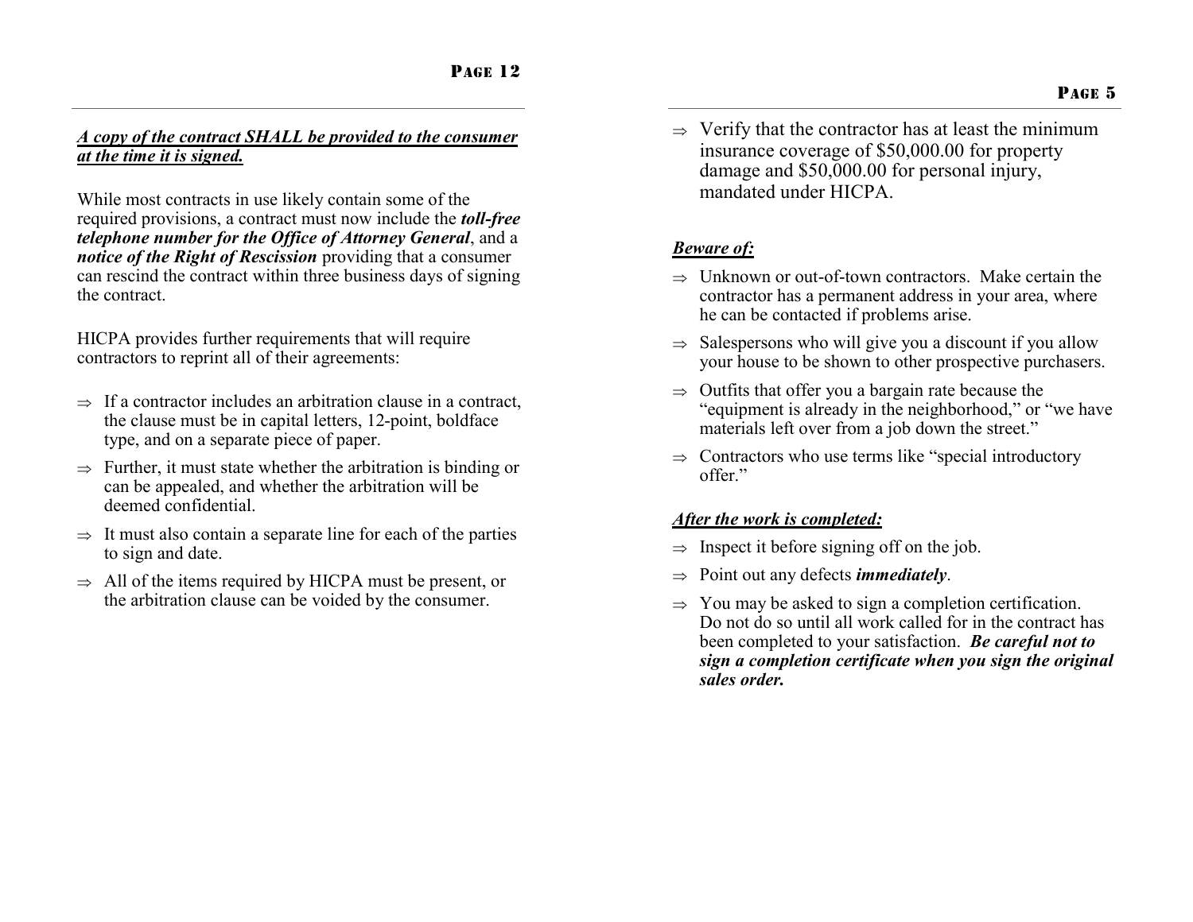***A copy of the contract SHALL be provided to the consumer at the time it is signed.***

While most contracts in use likely contain some of the required provisions, a contract must now include the ***toll-free telephone number for the Office of Attorney General***, and a ***notice of the Right of Rescission*** providing that a consumer can rescind the contract within three business days of signing the contract.

HICPA provides further requirements that will require contractors to reprint all of their agreements:

- ⇒ If a contractor includes an arbitration clause in a contract, the clause must be in capital letters, 12-point, boldface type, and on a separate piece of paper.
- ⇒ Further, it must state whether the arbitration is binding or can be appealed, and whether the arbitration will be deemed confidential.
- ⇒ It must also contain a separate line for each of the parties to sign and date.
- ⇒ All of the items required by HICPA must be present, or the arbitration clause can be voided by the consumer.

- ⇒ Verify that the contractor has at least the minimum insurance coverage of $50,000.00 for property damage and $50,000.00 for personal injury, mandated under HICPA.

***Beware of:***

- ⇒ Unknown or out-of-town contractors. Make certain the contractor has a permanent address in your area, where he can be contacted if problems arise.
- ⇒ Salespersons who will give you a discount if you allow your house to be shown to other prospective purchasers.
- ⇒ Outfits that offer you a bargain rate because the "equipment is already in the neighborhood," or "we have materials left over from a job down the street."
- ⇒ Contractors who use terms like "special introductory offer."

***After the work is completed:***

- ⇒ Inspect it before signing off on the job.
- ⇒ Point out any defects ***immediately***.
- ⇒ You may be asked to sign a completion certification. Do not do so until all work called for in the contract has been completed to your satisfaction. ***Be careful not to sign a completion certificate when you sign the original sales order.***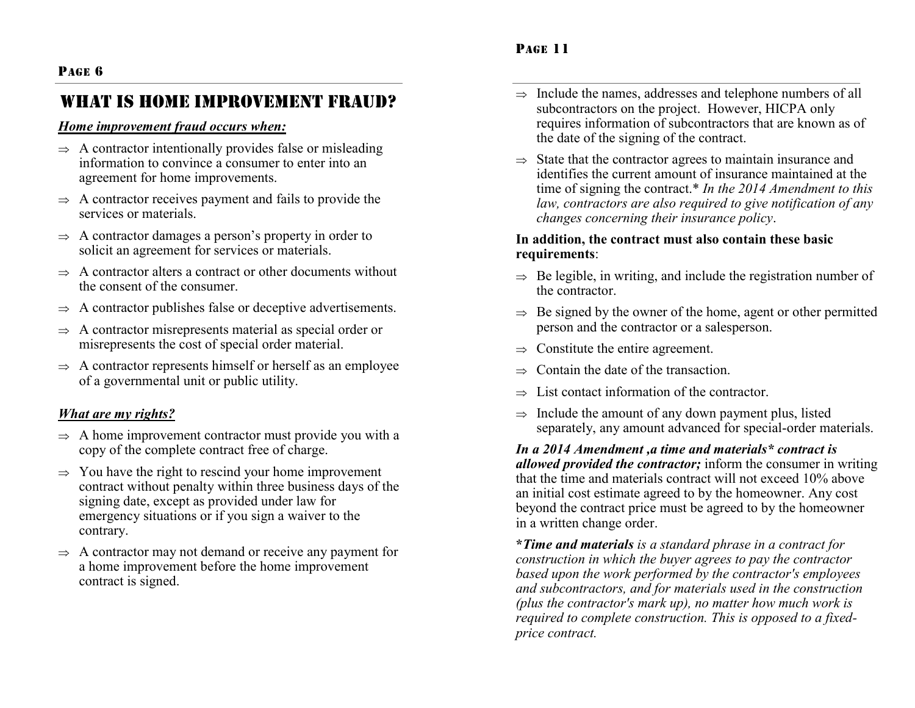# WHAT IS HOME IMPROVEMENT FRAUD?

***Home improvement fraud occurs when:***

- ⇒ A contractor intentionally provides false or misleading information to convince a consumer to enter into an agreement for home improvements.
- ⇒ A contractor receives payment and fails to provide the services or materials.
- ⇒ A contractor damages a person's property in order to solicit an agreement for services or materials.
- ⇒ A contractor alters a contract or other documents without the consent of the consumer.
- ⇒ A contractor publishes false or deceptive advertisements.
- ⇒ A contractor misrepresents material as special order or misrepresents the cost of special order material.
- ⇒ A contractor represents himself or herself as an employee of a governmental unit or public utility.

***What are my rights?***

- ⇒ A home improvement contractor must provide you with a copy of the complete contract free of charge.
- ⇒ You have the right to rescind your home improvement contract without penalty within three business days of the signing date, except as provided under law for emergency situations or if you sign a waiver to the contrary.
- ⇒ A contractor may not demand or receive any payment for a home improvement before the home improvement contract is signed.

---

- ⇒ Include the names, addresses and telephone numbers of all subcontractors on the project. However, HICPA only requires information of subcontractors that are known as of the date of the signing of the contract.
- ⇒ State that the contractor agrees to maintain insurance and identifies the current amount of insurance maintained at the time of signing the contract.* *In the 2014 Amendment to this law, contractors are also required to give notification of any changes concerning their insurance policy*.

**In addition, the contract must also contain these basic requirements**:

- ⇒ Be legible, in writing, and include the registration number of the contractor.
- ⇒ Be signed by the owner of the home, agent or other permitted person and the contractor or a salesperson.
- ⇒ Constitute the entire agreement.
- ⇒ Contain the date of the transaction.
- ⇒ List contact information of the contractor.
- ⇒ Include the amount of any down payment plus, listed separately, any amount advanced for special-order materials.

***In a 2014 Amendment ,a time and materials* contract is allowed provided the contractor;*** inform the consumer in writing that the time and materials contract will not exceed 10% above an initial cost estimate agreed to by the homeowner. Any cost beyond the contract price must be agreed to by the homeowner in a written change order.

****Time and materials*** *is a standard phrase in a contract for construction in which the buyer agrees to pay the contractor based upon the work performed by the contractor's employees and subcontractors, and for materials used in the construction (plus the contractor's mark up), no matter how much work is required to complete construction. This is opposed to a fixed-price contract.*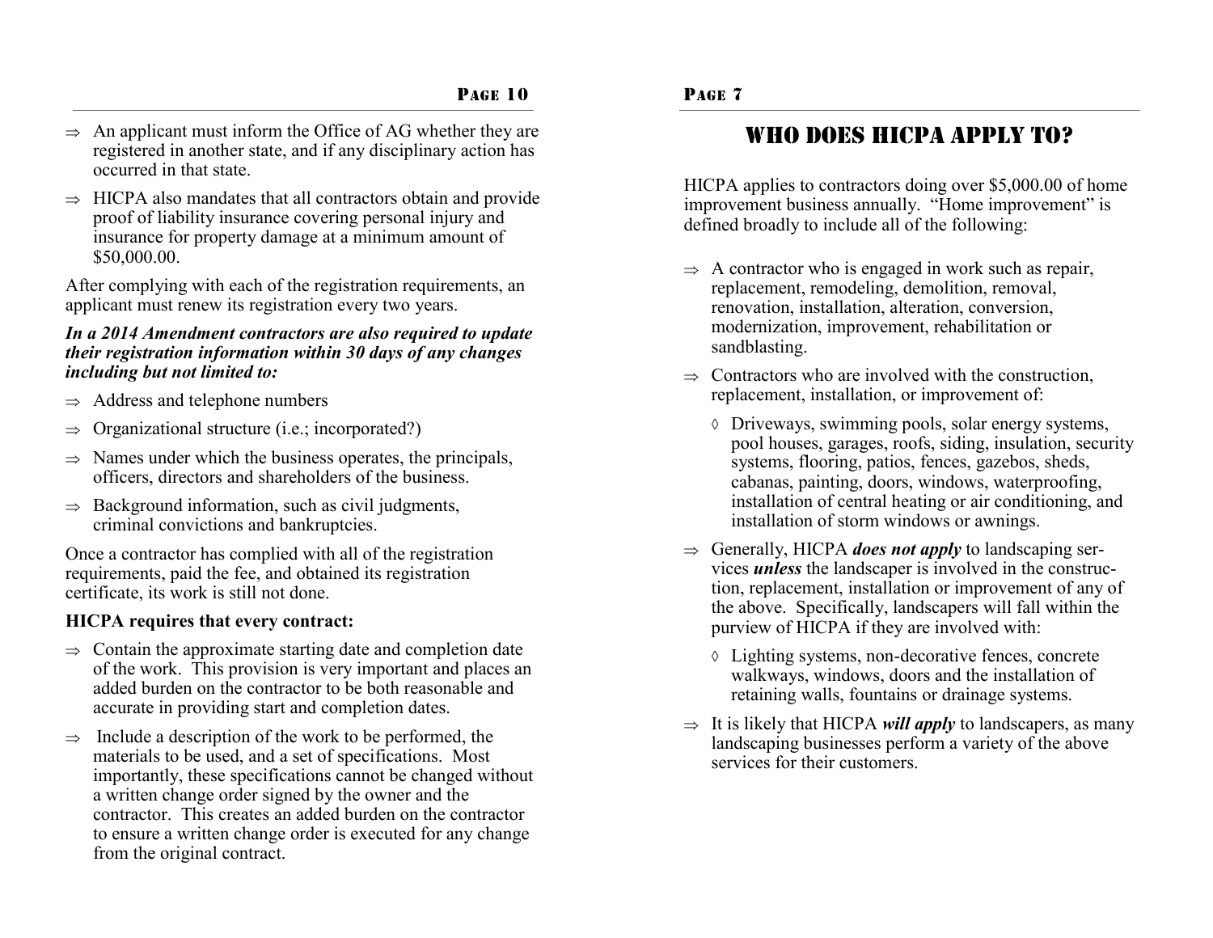- ⇒ An applicant must inform the Office of AG whether they are registered in another state, and if any disciplinary action has occurred in that state.
- ⇒ HICPA also mandates that all contractors obtain and provide proof of liability insurance covering personal injury and insurance for property damage at a minimum amount of $50,000.00.

After complying with each of the registration requirements, an applicant must renew its registration every two years.

***In a 2014 Amendment contractors are also required to update their registration information within 30 days of any changes including but not limited to:***

- ⇒ Address and telephone numbers
- ⇒ Organizational structure (i.e.; incorporated?)
- ⇒ Names under which the business operates, the principals, officers, directors and shareholders of the business.
- ⇒ Background information, such as civil judgments, criminal convictions and bankruptcies.

Once a contractor has complied with all of the registration requirements, paid the fee, and obtained its registration certificate, its work is still not done.

**HICPA requires that every contract:**

- ⇒ Contain the approximate starting date and completion date of the work. This provision is very important and places an added burden on the contractor to be both reasonable and accurate in providing start and completion dates.
- ⇒ Include a description of the work to be performed, the materials to be used, and a set of specifications. Most importantly, these specifications cannot be changed without a written change order signed by the owner and the contractor. This creates an added burden on the contractor to ensure a written change order is executed for any change from the original contract.

# WHO DOES HICPA APPLY TO?

HICPA applies to contractors doing over $5,000.00 of home improvement business annually. "Home improvement" is defined broadly to include all of the following:

- ⇒ A contractor who is engaged in work such as repair, replacement, remodeling, demolition, removal, renovation, installation, alteration, conversion, modernization, improvement, rehabilitation or sandblasting.
- ⇒ Contractors who are involved with the construction, replacement, installation, or improvement of:
  - ◊ Driveways, swimming pools, solar energy systems, pool houses, garages, roofs, siding, insulation, security systems, flooring, patios, fences, gazebos, sheds, cabanas, painting, doors, windows, waterproofing, installation of central heating or air conditioning, and installation of storm windows or awnings.
- ⇒ Generally, HICPA ***does not apply*** to landscaping services ***unless*** the landscaper is involved in the construction, replacement, installation or improvement of any of the above. Specifically, landscapers will fall within the purview of HICPA if they are involved with:
  - ◊ Lighting systems, non-decorative fences, concrete walkways, windows, doors and the installation of retaining walls, fountains or drainage systems.
- ⇒ It is likely that HICPA ***will apply*** to landscapers, as many landscaping businesses perform a variety of the above services for their customers.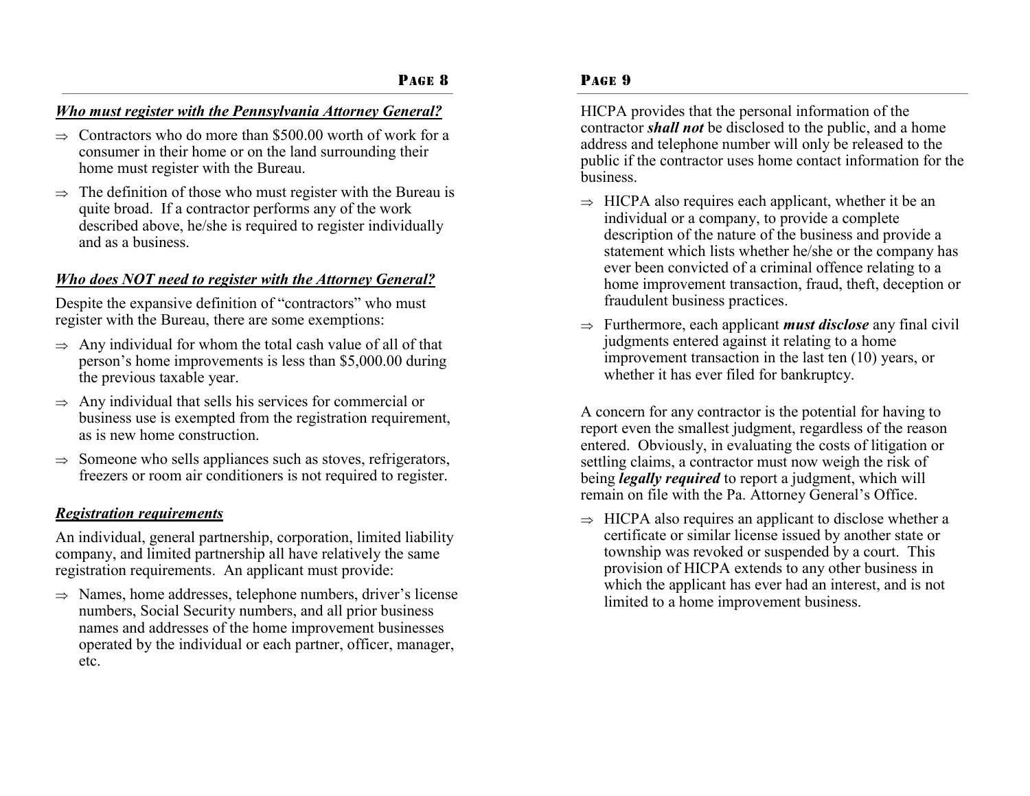### ***Who must register with the Pennsylvania Attorney General?***

- ⇒ Contractors who do more than $500.00 worth of work for a consumer in their home or on the land surrounding their home must register with the Bureau.
- ⇒ The definition of those who must register with the Bureau is quite broad. If a contractor performs any of the work described above, he/she is required to register individually and as a business.

### ***Who does NOT need to register with the Attorney General?***

Despite the expansive definition of "contractors" who must register with the Bureau, there are some exemptions:

- ⇒ Any individual for whom the total cash value of all of that person's home improvements is less than $5,000.00 during the previous taxable year.
- ⇒ Any individual that sells his services for commercial or business use is exempted from the registration requirement, as is new home construction.
- ⇒ Someone who sells appliances such as stoves, refrigerators, freezers or room air conditioners is not required to register.

### ***Registration requirements***

An individual, general partnership, corporation, limited liability company, and limited partnership all have relatively the same registration requirements. An applicant must provide:

- ⇒ Names, home addresses, telephone numbers, driver's license numbers, Social Security numbers, and all prior business names and addresses of the home improvement businesses operated by the individual or each partner, officer, manager, etc.

HICPA provides that the personal information of the contractor ***shall not*** be disclosed to the public, and a home address and telephone number will only be released to the public if the contractor uses home contact information for the business.

- ⇒ HICPA also requires each applicant, whether it be an individual or a company, to provide a complete description of the nature of the business and provide a statement which lists whether he/she or the company has ever been convicted of a criminal offence relating to a home improvement transaction, fraud, theft, deception or fraudulent business practices.
- ⇒ Furthermore, each applicant ***must disclose*** any final civil judgments entered against it relating to a home improvement transaction in the last ten (10) years, or whether it has ever filed for bankruptcy.

A concern for any contractor is the potential for having to report even the smallest judgment, regardless of the reason entered. Obviously, in evaluating the costs of litigation or settling claims, a contractor must now weigh the risk of being ***legally required*** to report a judgment, which will remain on file with the Pa. Attorney General's Office.

- ⇒ HICPA also requires an applicant to disclose whether a certificate or similar license issued by another state or township was revoked or suspended by a court. This provision of HICPA extends to any other business in which the applicant has ever had an interest, and is not limited to a home improvement business.